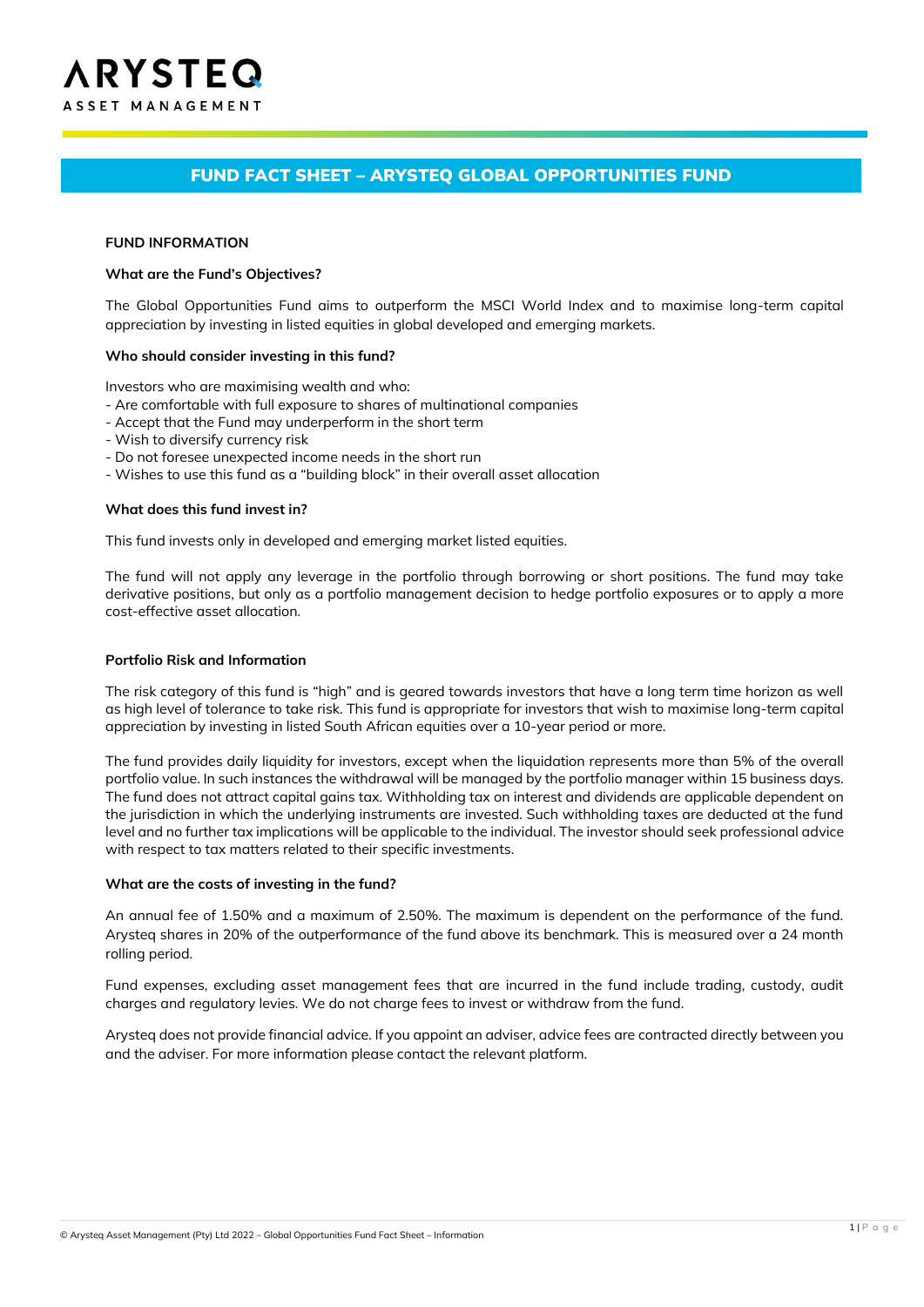# ARYSTEQ

ASSET MANAGEMENT

## FUND FACT SHEET – ARYSTEQ GLOBAL OPPORTUNITIES FUND

### FUND INFORMATION

**What are the Fund's Objectives?**

The Global Opportunities Fund aims to outperform the MSCI World Index and to maximise long-term capital appreciation by investing in listed equities in global developed and emerging markets.

**Who should consider investing in this fund?**

Investors who are maximising wealth and who:
- Are comfortable with full exposure to shares of multinational companies
- Accept that the Fund may underperform in the short term
- Wish to diversify currency risk
- Do not foresee unexpected income needs in the short run
- Wishes to use this fund as a "building block" in their overall asset allocation

**What does this fund invest in?**

This fund invests only in developed and emerging market listed equities.

The fund will not apply any leverage in the portfolio through borrowing or short positions. The fund may take derivative positions, but only as a portfolio management decision to hedge portfolio exposures or to apply a more cost-effective asset allocation.

**Portfolio Risk and Information**

The risk category of this fund is "high" and is geared towards investors that have a long term time horizon as well as high level of tolerance to take risk. This fund is appropriate for investors that wish to maximise long-term capital appreciation by investing in listed South African equities over a 10-year period or more.

The fund provides daily liquidity for investors, except when the liquidation represents more than 5% of the overall portfolio value. In such instances the withdrawal will be managed by the portfolio manager within 15 business days. The fund does not attract capital gains tax. Withholding tax on interest and dividends are applicable dependent on the jurisdiction in which the underlying instruments are invested. Such withholding taxes are deducted at the fund level and no further tax implications will be applicable to the individual. The investor should seek professional advice with respect to tax matters related to their specific investments.

**What are the costs of investing in the fund?**

An annual fee of 1.50% and a maximum of 2.50%. The maximum is dependent on the performance of the fund. Arysteq shares in 20% of the outperformance of the fund above its benchmark. This is measured over a 24 month rolling period.

Fund expenses, excluding asset management fees that are incurred in the fund include trading, custody, audit charges and regulatory levies. We do not charge fees to invest or withdraw from the fund.

Arysteq does not provide financial advice. If you appoint an adviser, advice fees are contracted directly between you and the adviser. For more information please contact the relevant platform.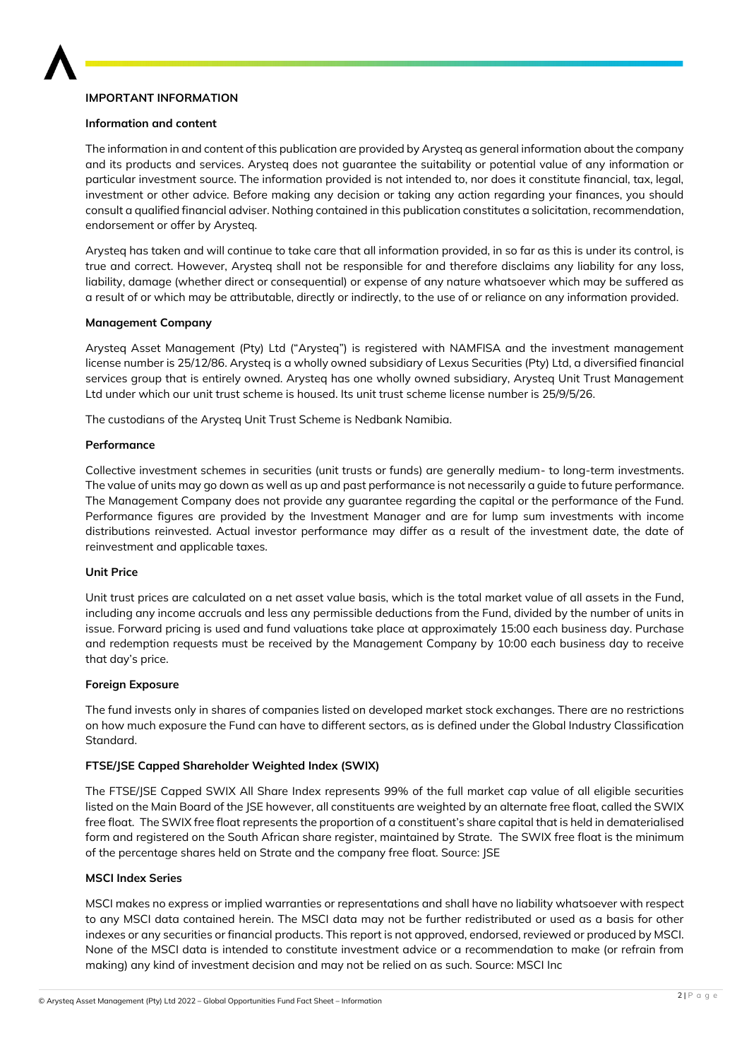# IMPORTANT INFORMATION

## Information and content

The information in and content of this publication are provided by Arysteq as general information about the company and its products and services. Arysteq does not guarantee the suitability or potential value of any information or particular investment source. The information provided is not intended to, nor does it constitute financial, tax, legal, investment or other advice. Before making any decision or taking any action regarding your finances, you should consult a qualified financial adviser. Nothing contained in this publication constitutes a solicitation, recommendation, endorsement or offer by Arysteq.

Arysteq has taken and will continue to take care that all information provided, in so far as this is under its control, is true and correct. However, Arysteq shall not be responsible for and therefore disclaims any liability for any loss, liability, damage (whether direct or consequential) or expense of any nature whatsoever which may be suffered as a result of or which may be attributable, directly or indirectly, to the use of or reliance on any information provided.

## Management Company

Arysteq Asset Management (Pty) Ltd ("Arysteq") is registered with NAMFISA and the investment management license number is 25/12/86. Arysteq is a wholly owned subsidiary of Lexus Securities (Pty) Ltd, a diversified financial services group that is entirely owned. Arysteq has one wholly owned subsidiary, Arysteq Unit Trust Management Ltd under which our unit trust scheme is housed. Its unit trust scheme license number is 25/9/5/26.

The custodians of the Arysteq Unit Trust Scheme is Nedbank Namibia.

## Performance

Collective investment schemes in securities (unit trusts or funds) are generally medium- to long-term investments. The value of units may go down as well as up and past performance is not necessarily a guide to future performance. The Management Company does not provide any guarantee regarding the capital or the performance of the Fund. Performance figures are provided by the Investment Manager and are for lump sum investments with income distributions reinvested. Actual investor performance may differ as a result of the investment date, the date of reinvestment and applicable taxes.

## Unit Price

Unit trust prices are calculated on a net asset value basis, which is the total market value of all assets in the Fund, including any income accruals and less any permissible deductions from the Fund, divided by the number of units in issue. Forward pricing is used and fund valuations take place at approximately 15:00 each business day. Purchase and redemption requests must be received by the Management Company by 10:00 each business day to receive that day's price.

## Foreign Exposure

The fund invests only in shares of companies listed on developed market stock exchanges. There are no restrictions on how much exposure the Fund can have to different sectors, as is defined under the Global Industry Classification Standard.

## FTSE/JSE Capped Shareholder Weighted Index (SWIX)

The FTSE/JSE Capped SWIX All Share Index represents 99% of the full market cap value of all eligible securities listed on the Main Board of the JSE however, all constituents are weighted by an alternate free float, called the SWIX free float. The SWIX free float represents the proportion of a constituent's share capital that is held in dematerialised form and registered on the South African share register, maintained by Strate. The SWIX free float is the minimum of the percentage shares held on Strate and the company free float. Source: JSE

## MSCI Index Series

MSCI makes no express or implied warranties or representations and shall have no liability whatsoever with respect to any MSCI data contained herein. The MSCI data may not be further redistributed or used as a basis for other indexes or any securities or financial products. This report is not approved, endorsed, reviewed or produced by MSCI. None of the MSCI data is intended to constitute investment advice or a recommendation to make (or refrain from making) any kind of investment decision and may not be relied on as such. Source: MSCI Inc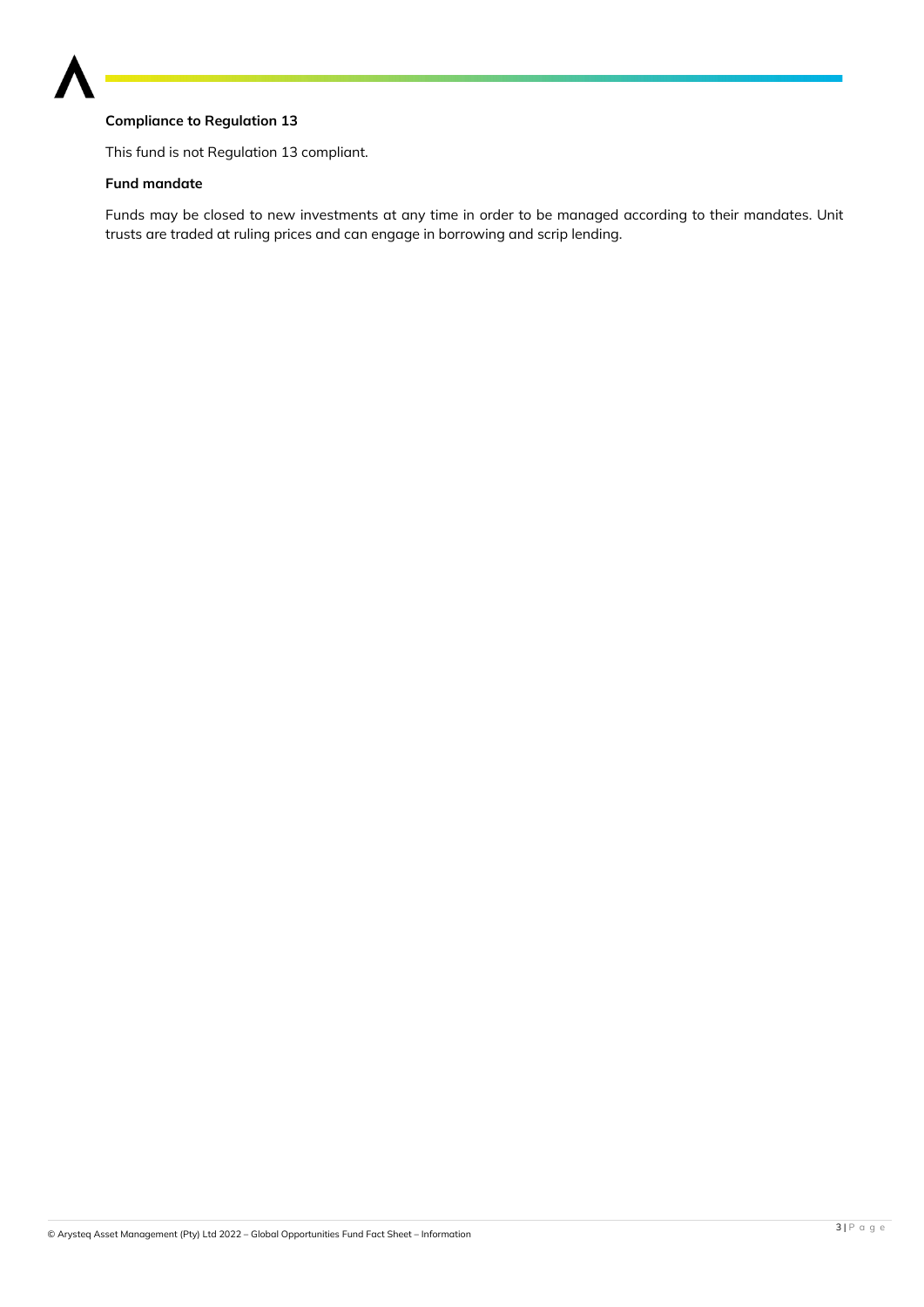**Compliance to Regulation 13**

This fund is not Regulation 13 compliant.

**Fund mandate**

Funds may be closed to new investments at any time in order to be managed according to their mandates. Unit trusts are traded at ruling prices and can engage in borrowing and scrip lending.